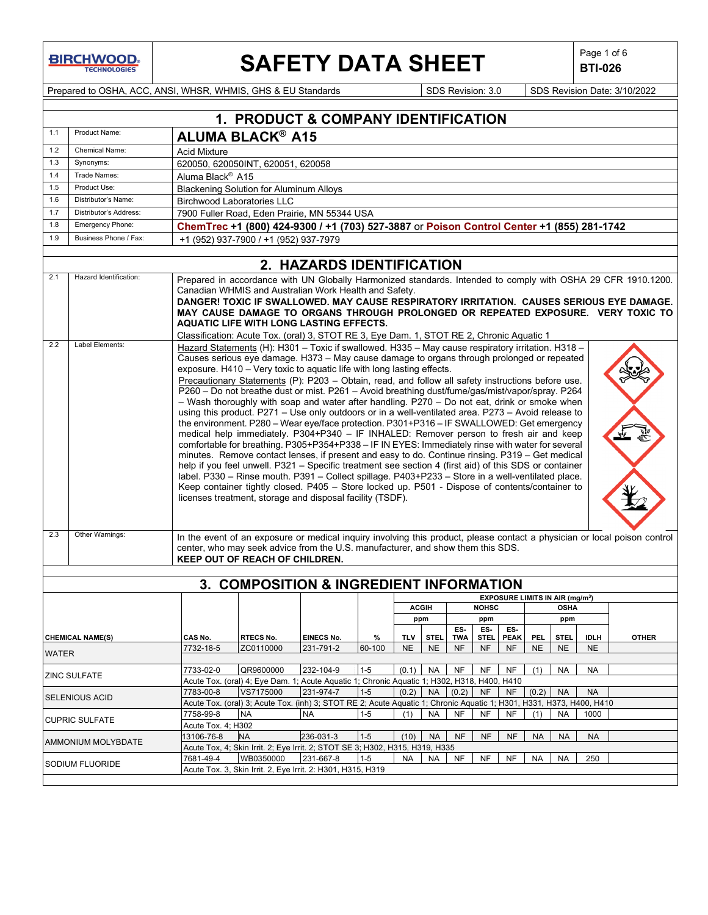**BIRCHWOOD TECHNOLOGIES**

# SAFETY DATA SHEET

**BTI-026**

Prepared to OSHA, ACC, ANSI, WHSR, WHMIS, GHS & EU Standards | SDS Revision: 3.0 | SDS Revision Date: 3/10/2022

## 1. PRODUCT & COMPANY IDENTIFICATION

| | | |
|---|---|---|
| 1.1 | Product Name: | **ALUMA BLACK® A15** |
| 1.2 | Chemical Name: | Acid Mixture |
| 1.3 | Synonyms: | 620050, 620050INT, 620051, 620058 |
| 1.4 | Trade Names: | Aluma Black® A15 |
| 1.5 | Product Use: | Blackening Solution for Aluminum Alloys |
| 1.6 | Distributor's Name: | Birchwood Laboratories LLC |
| 1.7 | Distributor's Address: | 7900 Fuller Road, Eden Prairie, MN 55344 USA |
| 1.8 | Emergency Phone: | **ChemTrec +1 (800) 424-9300 / +1 (703) 527-3887** or **Poison Control Center +1 (855) 281-1742** |
| 1.9 | Business Phone / Fax: | +1 (952) 937-7900 / +1 (952) 937-7979 |

## 2. HAZARDS IDENTIFICATION

| | | |
|---|---|---|
| 2.1 | Hazard Identification: | Prepared in accordance with UN Globally Harmonized standards. Intended to comply with OSHA 29 CFR 1910.1200. Canadian WHMIS and Australian Work Health and Safety. **DANGER! TOXIC IF SWALLOWED. MAY CAUSE RESPIRATORY IRRITATION. CAUSES SERIOUS EYE DAMAGE. MAY CAUSE DAMAGE TO ORGANS THROUGH PROLONGED OR REPEATED EXPOSURE. VERY TOXIC TO AQUATIC LIFE WITH LONG LASTING EFFECTS.** Classification: Acute Tox. (oral) 3, STOT RE 3, Eye Dam. 1, STOT RE 2, Chronic Aquatic 1 |
| 2.2 | Label Elements: | Hazard Statements (H): H301 – Toxic if swallowed. H335 – May cause respiratory irritation. H318 – Causes serious eye damage. H373 – May cause damage to organs through prolonged or repeated exposure. H410 – Very toxic to aquatic life with long lasting effects. Precautionary Statements (P): P203 – Obtain, read, and follow all safety instructions before use. P260 – Do not breathe dust or mist. P261 – Avoid breathing dust/fume/gas/mist/vapor/spray. P264 – Wash thoroughly with soap and water after handling. P270 – Do not eat, drink or smoke when using this product. P271 – Use only outdoors or in a well-ventilated area. P273 – Avoid release to the environment. P280 – Wear eye/face protection. P301+P316 – IF SWALLOWED: Get emergency medical help immediately. P304+P340 – IF INHALED: Remover person to fresh air and keep comfortable for breathing. P305+P354+P338 – IF IN EYES: Immediately rinse with water for several minutes. Remove contact lenses, if present and easy to do. Continue rinsing. P319 – Get medical help if you feel unwell. P321 – Specific treatment see section 4 (first aid) of this SDS or container label. P330 – Rinse mouth. P391 – Collect spillage. P403+P233 – Store in a well-ventilated place. Keep container tightly closed. P405 – Store locked up. P501 - Dispose of contents/container to licenses treatment, storage and disposal facility (TSDF). |
| 2.3 | Other Warnings: | In the event of an exposure or medical inquiry involving this product, please contact a physician or local poison control center, who may seek advice from the U.S. manufacturer, and show them this SDS. **KEEP OUT OF REACH OF CHILDREN.** |

## 3. COMPOSITION & INGREDIENT INFORMATION

| | | | | | EXPOSURE LIMITS IN AIR (mg/m³) | | | | | | | | |
|---|---|---|---|---|---|---|---|---|---|---|---|---|---|
| | | | | | ACGIH | | NOHSC | | | OSHA | | | |
| | | | | | ppm | | ppm | | | ppm | | | |
| **CHEMICAL NAME(S)** | **CAS No.** | **RTECS No.** | **EINECS No.** | **%** | **TLV** | **STEL** | **ES-TWA** | **ES-STEL** | **ES-PEAK** | **PEL** | **STEL** | **IDLH** | **OTHER** |
| WATER | 7732-18-5 | ZC0110000 | 231-791-2 | 60-100 | NE | NE | NF | NF | NF | NE | NE | NE | |
| ZINC SULFATE | 7733-02-0 | QR9600000 | 232-104-9 | 1-5 | (0.1) | NA | NF | NF | NF | (1) | NA | NA | |
| | Acute Tox. (oral) 4; Eye Dam. 1; Acute Aquatic 1; Chronic Aquatic 1; H302, H318, H400, H410 | | | | | | | | | | | | |
| SELENIOUS ACID | 7783-00-8 | VS7175000 | 231-974-7 | 1-5 | (0.2) | NA | (0.2) | NF | NF | (0.2) | NA | NA | |
| | Acute Tox. (oral) 3; Acute Tox. (inh) 3; STOT RE 2; Acute Aquatic 1; Chronic Aquatic 1; H301, H331, H373, H400, H410 | | | | | | | | | | | | |
| CUPRIC SULFATE | 7758-99-8 | NA | NA | 1-5 | (1) | NA | NF | NF | NF | (1) | NA | 1000 | |
| | Acute Tox. 4; H302 | | | | | | | | | | | | |
| AMMONIUM MOLYBDATE | 13106-76-8 | NA | 236-031-3 | 1-5 | (10) | NA | NF | NF | NF | NA | NA | NA | |
| | Acute Tox, 4; Skin Irrit. 2; Eye Irrit. 2; STOT SE 3; H302, H315, H319, H335 | | | | | | | | | | | | |
| SODIUM FLUORIDE | 7681-49-4 | WB0350000 | 231-667-8 | 1-5 | NA | NA | NF | NF | NF | NA | NA | 250 | |
| | Acute Tox. 3, Skin Irrit. 2, Eye Irrit. 2: H301, H315, H319 | | | | | | | | | | | | |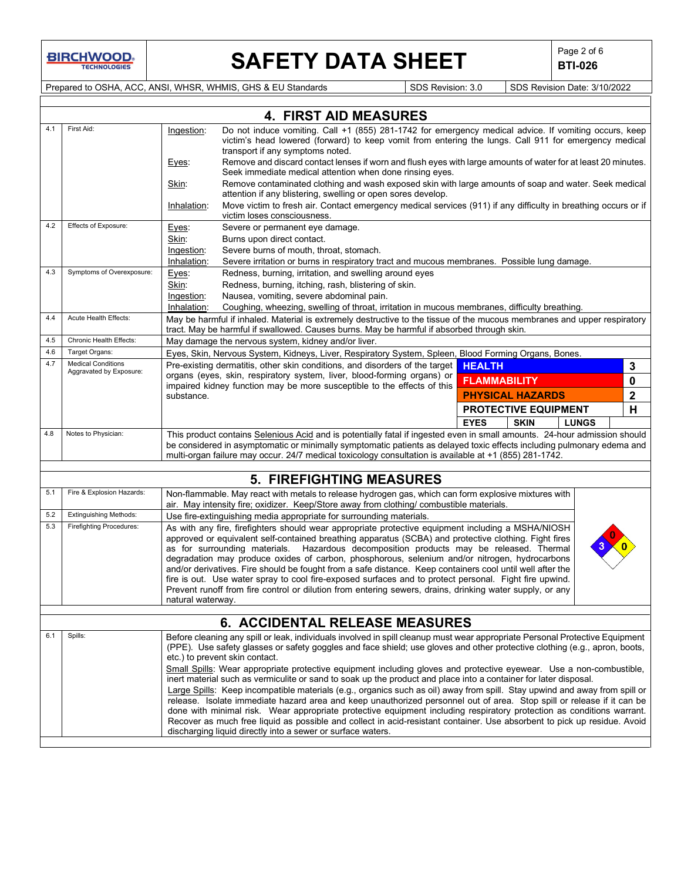## 4. FIRST AID MEASURES

| | | |
|---|---|---|
| 4.1 | First Aid: | Ingestion: Do not induce vomiting. Call +1 (855) 281-1742 for emergency medical advice. If vomiting occurs, keep victim's head lowered (forward) to keep vomit from entering the lungs. Call 911 for emergency medical transport if any symptoms noted.<br>Eyes: Remove and discard contact lenses if worn and flush eyes with large amounts of water for at least 20 minutes. Seek immediate medical attention when done rinsing eyes.<br>Skin: Remove contaminated clothing and wash exposed skin with large amounts of soap and water. Seek medical attention if any blistering, swelling or open sores develop.<br>Inhalation: Move victim to fresh air. Contact emergency medical services (911) if any difficulty in breathing occurs or if victim loses consciousness. |
| 4.2 | Effects of Exposure: | Eyes: Severe or permanent eye damage.<br>Skin: Burns upon direct contact.<br>Ingestion: Severe burns of mouth, throat, stomach.<br>Inhalation: Severe irritation or burns in respiratory tract and mucous membranes. Possible lung damage. |
| 4.3 | Symptoms of Overexposure: | Eyes: Redness, burning, irritation, and swelling around eyes<br>Skin: Redness, burning, itching, rash, blistering of skin.<br>Ingestion: Nausea, vomiting, severe abdominal pain.<br>Inhalation: Coughing, wheezing, swelling of throat, irritation in mucous membranes, difficulty breathing. |
| 4.4 | Acute Health Effects: | May be harmful if inhaled. Material is extremely destructive to the tissue of the mucous membranes and upper respiratory tract. May be harmful if swallowed. Causes burns. May be harmful if absorbed through skin. |
| 4.5 | Chronic Health Effects: | May damage the nervous system, kidney and/or liver. |
| 4.6 | Target Organs: | Eyes, Skin, Nervous System, Kidneys, Liver, Respiratory System, Spleen, Blood Forming Organs, Bones. |
| 4.7 | Medical Conditions Aggravated by Exposure: | Pre-existing dermatitis, other skin conditions, and disorders of the target organs (eyes, skin, respiratory system, liver, blood-forming organs) or impaired kidney function may be more susceptible to the effects of this substance. |
| 4.8 | Notes to Physician: | This product contains Selenious Acid and is potentially fatal if ingested even in small amounts. 24-hour admission should be considered in asymptomatic or minimally symptomatic patients as delayed toxic effects including pulmonary edema and multi-organ failure may occur. 24/7 medical toxicology consultation is available at +1 (855) 281-1742. |

| | |
|---|---|
| HEALTH | 3 |
| FLAMMABILITY | 0 |
| PHYSICAL HAZARDS | 2 |
| PROTECTIVE EQUIPMENT | H |
| EYES SKIN LUNGS | |

## 5. FIREFIGHTING MEASURES

| | | |
|---|---|---|
| 5.1 | Fire & Explosion Hazards: | Non-flammable. May react with metals to release hydrogen gas, which can form explosive mixtures with air. May intensity fire; oxidizer. Keep/Store away from clothing/ combustible materials. |
| 5.2 | Extinguishing Methods: | Use fire-extinguishing media appropriate for surrounding materials. |
| 5.3 | Firefighting Procedures: | As with any fire, firefighters should wear appropriate protective equipment including a MSHA/NIOSH approved or equivalent self-contained breathing apparatus (SCBA) and protective clothing. Fight fires as for surrounding materials. Hazardous decomposition products may be released. Thermal degradation may produce oxides of carbon, phosphorous, selenium and/or nitrogen, hydrocarbons and/or derivatives. Fire should be fought from a safe distance. Keep containers cool until well after the fire is out. Use water spray to cool fire-exposed surfaces and to protect personal. Fight fire upwind. Prevent runoff from fire control or dilution from entering sewers, drains, drinking water supply, or any natural waterway. |

0
3 0

## 6. ACCIDENTAL RELEASE MEASURES

| | | |
|---|---|---|
| 6.1 | Spills: | Before cleaning any spill or leak, individuals involved in spill cleanup must wear appropriate Personal Protective Equipment (PPE). Use safety glasses or safety goggles and face shield; use gloves and other protective clothing (e.g., apron, boots, etc.) to prevent skin contact.<br>Small Spills: Wear appropriate protective equipment including gloves and protective eyewear. Use a non-combustible, inert material such as vermiculite or sand to soak up the product and place into a container for later disposal.<br>Large Spills: Keep incompatible materials (e.g., organics such as oil) away from spill. Stay upwind and away from spill or release. Isolate immediate hazard area and keep unauthorized personnel out of area. Stop spill or release if it can be done with minimal risk. Wear appropriate protective equipment including respiratory protection as conditions warrant. Recover as much free liquid as possible and collect in acid-resistant container. Use absorbent to pick up residue. Avoid discharging liquid directly into a sewer or surface waters. |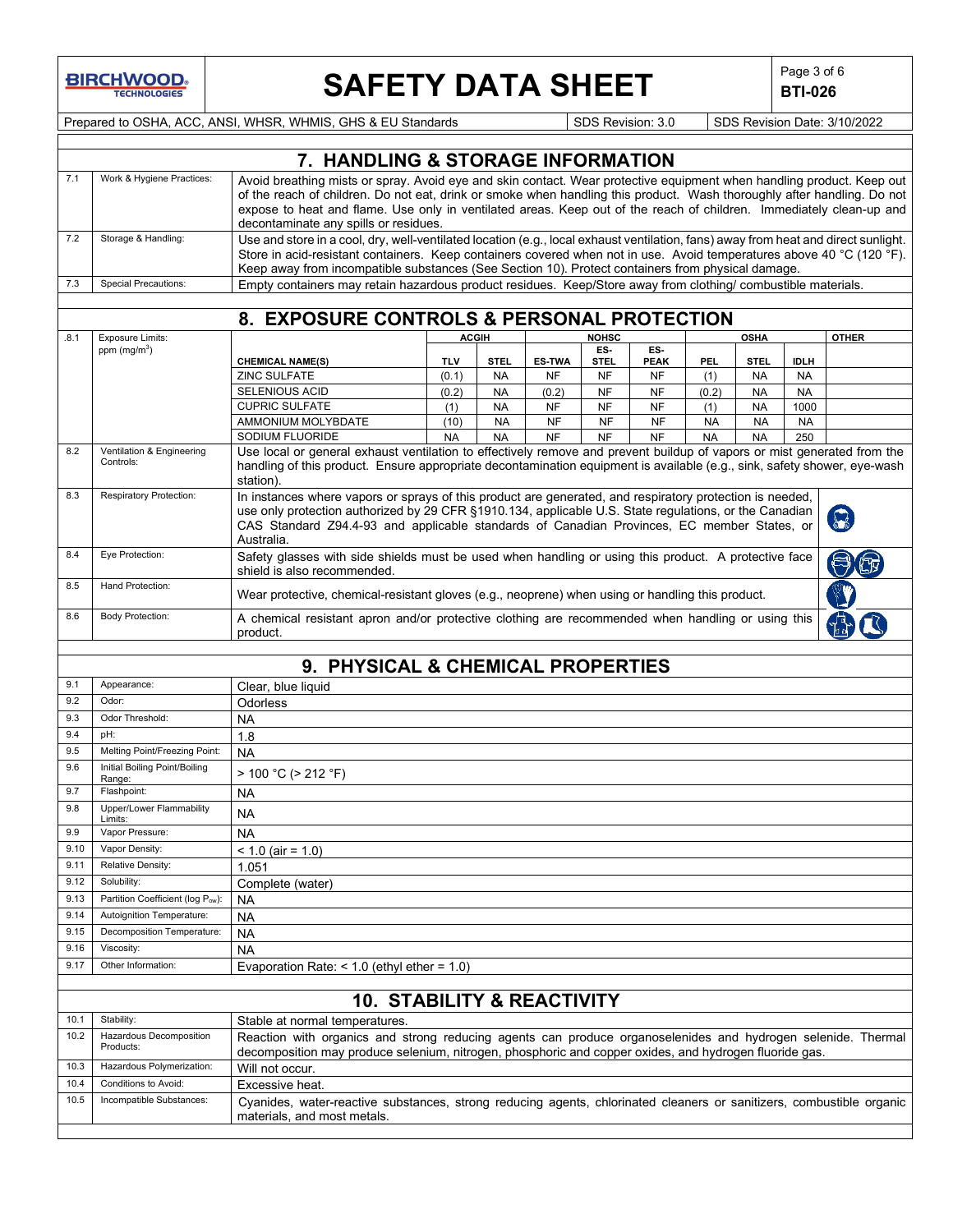## 7. HANDLING & STORAGE INFORMATION

| | | |
|---|---|---|
| 7.1 | Work & Hygiene Practices: | Avoid breathing mists or spray. Avoid eye and skin contact. Wear protective equipment when handling product. Keep out of the reach of children. Do not eat, drink or smoke when handling this product. Wash thoroughly after handling. Do not expose to heat and flame. Use only in ventilated areas. Keep out of the reach of children. Immediately clean-up and decontaminate any spills or residues. |
| 7.2 | Storage & Handling: | Use and store in a cool, dry, well-ventilated location (e.g., local exhaust ventilation, fans) away from heat and direct sunlight. Store in acid-resistant containers. Keep containers covered when not in use. Avoid temperatures above 40 °C (120 °F). Keep away from incompatible substances (See Section 10). Protect containers from physical damage. |
| 7.3 | Special Precautions: | Empty containers may retain hazardous product residues. Keep/Store away from clothing/ combustible materials. |

## 8. EXPOSURE CONTROLS & PERSONAL PROTECTION

8.1 Exposure Limits: ppm (mg/m$^3$)

| | ACGIH | | NOHSC | | | OSHA | | | OTHER |
|---|---|---|---|---|---|---|---|---|---|
| CHEMICAL NAME(S) | TLV | STEL | ES-TWA | ES-STEL | ES-PEAK | PEL | STEL | IDLH | |
| ZINC SULFATE | (0.1) | NA | NF | NF | NF | (1) | NA | NA | |
| SELENIOUS ACID | (0.2) | NA | (0.2) | NF | NF | (0.2) | NA | NA | |
| CUPRIC SULFATE | (1) | NA | NF | NF | NF | (1) | NA | 1000 | |
| AMMONIUM MOLYBDATE | (10) | NA | NF | NF | NF | NA | NA | NA | |
| SODIUM FLUORIDE | NA | NA | NF | NF | NF | NA | NA | 250 | |

| | | |
|---|---|---|
| 8.2 | Ventilation & Engineering Controls: | Use local or general exhaust ventilation to effectively remove and prevent buildup of vapors or mist generated from the handling of this product. Ensure appropriate decontamination equipment is available (e.g., sink, safety shower, eye-wash station). |
| 8.3 | Respiratory Protection: | In instances where vapors or sprays of this product are generated, and respiratory protection is needed, use only protection authorized by 29 CFR §1910.134, applicable U.S. State regulations, or the Canadian CAS Standard Z94.4-93 and applicable standards of Canadian Provinces, EC member States, or Australia. |
| 8.4 | Eye Protection: | Safety glasses with side shields must be used when handling or using this product. A protective face shield is also recommended. |
| 8.5 | Hand Protection: | Wear protective, chemical-resistant gloves (e.g., neoprene) when using or handling this product. |
| 8.6 | Body Protection: | A chemical resistant apron and/or protective clothing are recommended when handling or using this product. |

## 9. PHYSICAL & CHEMICAL PROPERTIES

| | | |
|---|---|---|
| 9.1 | Appearance: | Clear, blue liquid |
| 9.2 | Odor: | Odorless |
| 9.3 | Odor Threshold: | NA |
| 9.4 | pH: | 1.8 |
| 9.5 | Melting Point/Freezing Point: | NA |
| 9.6 | Initial Boiling Point/Boiling Range: | > 100 °C (> 212 °F) |
| 9.7 | Flashpoint: | NA |
| 9.8 | Upper/Lower Flammability Limits: | NA |
| 9.9 | Vapor Pressure: | NA |
| 9.10 | Vapor Density: | < 1.0 (air = 1.0) |
| 9.11 | Relative Density: | 1.051 |
| 9.12 | Solubility: | Complete (water) |
| 9.13 | Partition Coefficient (log $P_{ow}$): | NA |
| 9.14 | Autoignition Temperature: | NA |
| 9.15 | Decomposition Temperature: | NA |
| 9.16 | Viscosity: | NA |
| 9.17 | Other Information: | Evaporation Rate: < 1.0 (ethyl ether = 1.0) |

## 10. STABILITY & REACTIVITY

| | | |
|---|---|---|
| 10.1 | Stability: | Stable at normal temperatures. |
| 10.2 | Hazardous Decomposition Products: | Reaction with organics and strong reducing agents can produce organoselenides and hydrogen selenide. Thermal decomposition may produce selenium, nitrogen, phosphoric and copper oxides, and hydrogen fluoride gas. |
| 10.3 | Hazardous Polymerization: | Will not occur. |
| 10.4 | Conditions to Avoid: | Excessive heat. |
| 10.5 | Incompatible Substances: | Cyanides, water-reactive substances, strong reducing agents, chlorinated cleaners or sanitizers, combustible organic materials, and most metals. |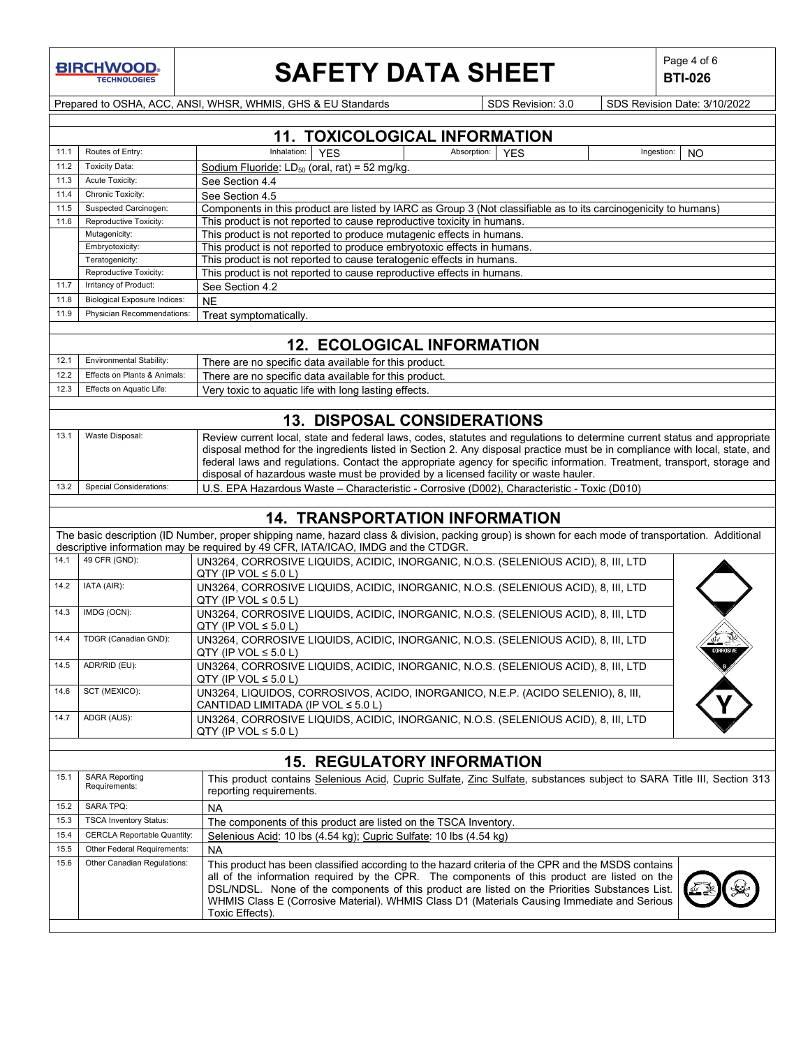## 11. TOXICOLOGICAL INFORMATION

| | | |
|---|---|---|
| 11.1 | Routes of Entry: | Inhalation: YES / Absorption: YES / Ingestion: NO |
| 11.2 | Toxicity Data: | Sodium Fluoride: $LD_{50}$ (oral, rat) = 52 mg/kg. |
| 11.3 | Acute Toxicity: | See Section 4.4 |
| 11.4 | Chronic Toxicity: | See Section 4.5 |
| 11.5 | Suspected Carcinogen: | Components in this product are listed by IARC as Group 3 (Not classifiable as to its carcinogenicity to humans) |
| 11.6 | Reproductive Toxicity: | This product is not reported to cause reproductive toxicity in humans. |
| | Mutagenicity: | This product is not reported to produce mutagenic effects in humans. |
| | Embryotoxicity: | This product is not reported to produce embryotoxic effects in humans. |
| | Teratogenicity: | This product is not reported to cause teratogenic effects in humans. |
| | Reproductive Toxicity: | This product is not reported to cause reproductive effects in humans. |
| 11.7 | Irritancy of Product: | See Section 4.2 |
| 11.8 | Biological Exposure Indices: | NE |
| 11.9 | Physician Recommendations: | Treat symptomatically. |

## 12. ECOLOGICAL INFORMATION

| | | |
|---|---|---|
| 12.1 | Environmental Stability: | There are no specific data available for this product. |
| 12.2 | Effects on Plants & Animals: | There are no specific data available for this product. |
| 12.3 | Effects on Aquatic Life: | Very toxic to aquatic life with long lasting effects. |

## 13. DISPOSAL CONSIDERATIONS

| | | |
|---|---|---|
| 13.1 | Waste Disposal: | Review current local, state and federal laws, codes, statutes and regulations to determine current status and appropriate disposal method for the ingredients listed in Section 2. Any disposal practice must be in compliance with local, state, and federal laws and regulations. Contact the appropriate agency for specific information. Treatment, transport, storage and disposal of hazardous waste must be provided by a licensed facility or waste hauler. |
| 13.2 | Special Considerations: | U.S. EPA Hazardous Waste – Characteristic - Corrosive (D002), Characteristic - Toxic (D010) |

## 14. TRANSPORTATION INFORMATION

The basic description (ID Number, proper shipping name, hazard class & division, packing group) is shown for each mode of transportation. Additional descriptive information may be required by 49 CFR, IATA/ICAO, IMDG and the CTDGR.

| | | |
|---|---|---|
| 14.1 | 49 CFR (GND): | UN3264, CORROSIVE LIQUIDS, ACIDIC, INORGANIC, N.O.S. (SELENIOUS ACID), 8, III, LTD QTY (IP VOL ≤ 5.0 L) |
| 14.2 | IATA (AIR): | UN3264, CORROSIVE LIQUIDS, ACIDIC, INORGANIC, N.O.S. (SELENIOUS ACID), 8, III, LTD QTY (IP VOL ≤ 0.5 L) |
| 14.3 | IMDG (OCN): | UN3264, CORROSIVE LIQUIDS, ACIDIC, INORGANIC, N.O.S. (SELENIOUS ACID), 8, III, LTD QTY (IP VOL ≤ 5.0 L) |
| 14.4 | TDGR (Canadian GND): | UN3264, CORROSIVE LIQUIDS, ACIDIC, INORGANIC, N.O.S. (SELENIOUS ACID), 8, III, LTD QTY (IP VOL ≤ 5.0 L) |
| 14.5 | ADR/RID (EU): | UN3264, CORROSIVE LIQUIDS, ACIDIC, INORGANIC, N.O.S. (SELENIOUS ACID), 8, III, LTD QTY (IP VOL ≤ 5.0 L) |
| 14.6 | SCT (MEXICO): | UN3264, LIQUIDOS, CORROSIVOS, ACIDO, INORGANICO, N.E.P. (ACIDO SELENIO), 8, III, CANTIDAD LIMITADA (IP VOL ≤ 5.0 L) |
| 14.7 | ADGR (AUS): | UN3264, CORROSIVE LIQUIDS, ACIDIC, INORGANIC, N.O.S. (SELENIOUS ACID), 8, III, LTD QTY (IP VOL ≤ 5.0 L) |

## 15. REGULATORY INFORMATION

| | | |
|---|---|---|
| 15.1 | SARA Reporting Requirements: | This product contains Selenious Acid, Cupric Sulfate, Zinc Sulfate, substances subject to SARA Title III, Section 313 reporting requirements. |
| 15.2 | SARA TPQ: | NA |
| 15.3 | TSCA Inventory Status: | The components of this product are listed on the TSCA Inventory. |
| 15.4 | CERCLA Reportable Quantity: | Selenious Acid: 10 lbs (4.54 kg); Cupric Sulfate: 10 lbs (4.54 kg) |
| 15.5 | Other Federal Requirements: | NA |
| 15.6 | Other Canadian Regulations: | This product has been classified according to the hazard criteria of the CPR and the MSDS contains all of the information required by the CPR. The components of this product are listed on the DSL/NDSL. None of the components of this product are listed on the Priorities Substances List. WHMIS Class E (Corrosive Material). WHMIS Class D1 (Materials Causing Immediate and Serious Toxic Effects). |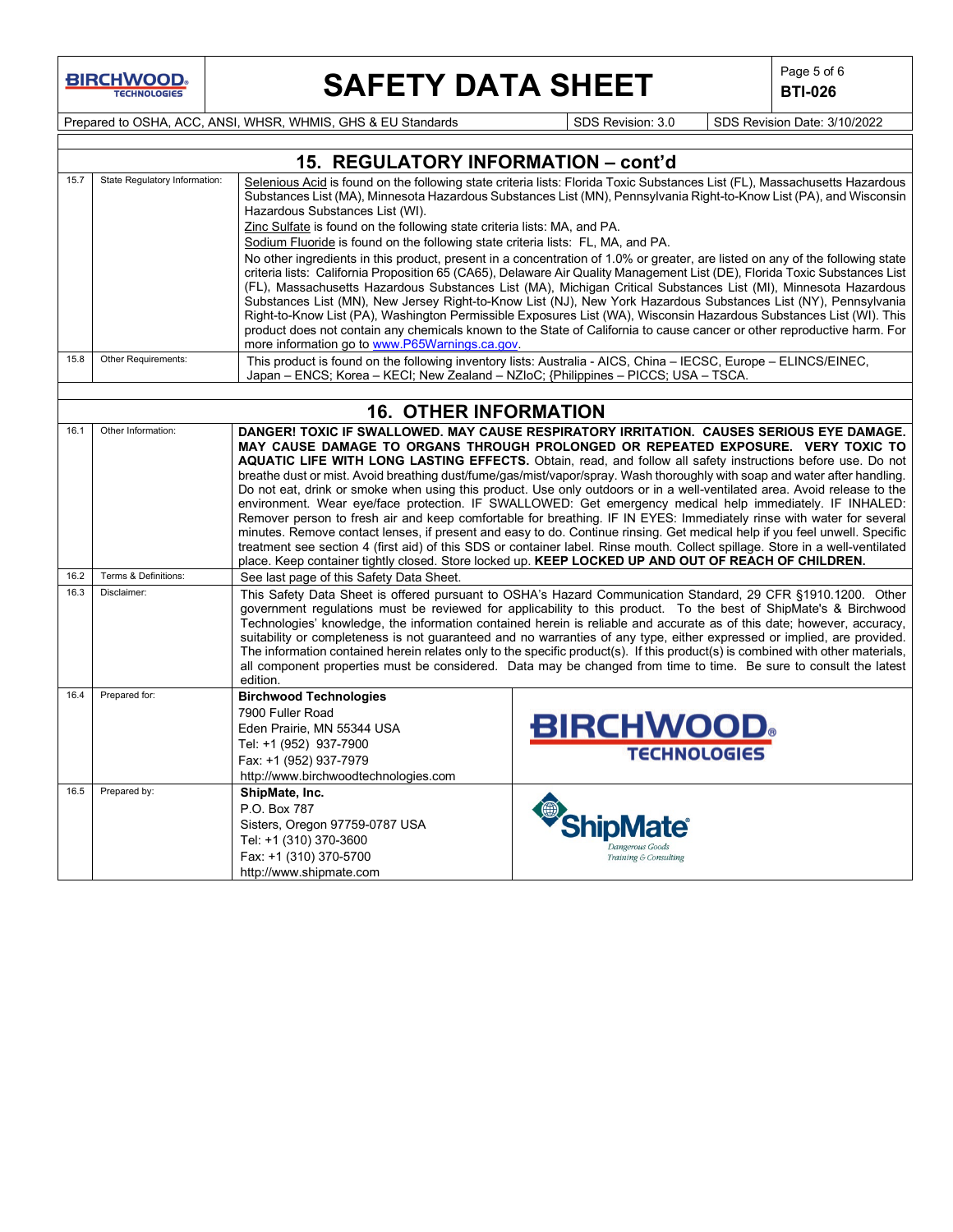## 15. REGULATORY INFORMATION – cont'd

| | | |
|---|---|---|
| 15.7 | State Regulatory Information: | Selenious Acid is found on the following state criteria lists: Florida Toxic Substances List (FL), Massachusetts Hazardous Substances List (MA), Minnesota Hazardous Substances List (MN), Pennsylvania Right-to-Know List (PA), and Wisconsin Hazardous Substances List (WI).<br>Zinc Sulfate is found on the following state criteria lists: MA, and PA.<br>Sodium Fluoride is found on the following state criteria lists: FL, MA, and PA.<br>No other ingredients in this product, present in a concentration of 1.0% or greater, are listed on any of the following state criteria lists: California Proposition 65 (CA65), Delaware Air Quality Management List (DE), Florida Toxic Substances List (FL), Massachusetts Hazardous Substances List (MA), Michigan Critical Substances List (MI), Minnesota Hazardous Substances List (MN), New Jersey Right-to-Know List (NJ), New York Hazardous Substances List (NY), Pennsylvania Right-to-Know List (PA), Washington Permissible Exposures List (WA), Wisconsin Hazardous Substances List (WI). This product does not contain any chemicals known to the State of California to cause cancer or other reproductive harm. For more information go to www.P65Warnings.ca.gov. |
| 15.8 | Other Requirements: | This product is found on the following inventory lists: Australia - AICS, China – IECSC, Europe – ELINCS/EINEC, Japan – ENCS; Korea – KECI; New Zealand – NZIoC; {Philippines – PICCS; USA – TSCA. |

## 16. OTHER INFORMATION

| | | |
|---|---|---|
| 16.1 | Other Information: | **DANGER! TOXIC IF SWALLOWED. MAY CAUSE RESPIRATORY IRRITATION. CAUSES SERIOUS EYE DAMAGE. MAY CAUSE DAMAGE TO ORGANS THROUGH PROLONGED OR REPEATED EXPOSURE. VERY TOXIC TO AQUATIC LIFE WITH LONG LASTING EFFECTS.** Obtain, read, and follow all safety instructions before use. Do not breathe dust or mist. Avoid breathing dust/fume/gas/mist/vapor/spray. Wash thoroughly with soap and water after handling. Do not eat, drink or smoke when using this product. Use only outdoors or in a well-ventilated area. Avoid release to the environment. Wear eye/face protection. IF SWALLOWED: Get emergency medical help immediately. IF INHALED: Remover person to fresh air and keep comfortable for breathing. IF IN EYES: Immediately rinse with water for several minutes. Remove contact lenses, if present and easy to do. Continue rinsing. Get medical help if you feel unwell. Specific treatment see section 4 (first aid) of this SDS or container label. Rinse mouth. Collect spillage. Store in a well-ventilated place. Keep container tightly closed. Store locked up. **KEEP LOCKED UP AND OUT OF REACH OF CHILDREN.** |
| 16.2 | Terms & Definitions: | See last page of this Safety Data Sheet. |
| 16.3 | Disclaimer: | This Safety Data Sheet is offered pursuant to OSHA's Hazard Communication Standard, 29 CFR §1910.1200. Other government regulations must be reviewed for applicability to this product. To the best of ShipMate's & Birchwood Technologies' knowledge, the information contained herein is reliable and accurate as of this date; however, accuracy, suitability or completeness is not guaranteed and no warranties of any type, either expressed or implied, are provided. The information contained herein relates only to the specific product(s). If this product(s) is combined with other materials, all component properties must be considered. Data may be changed from time to time. Be sure to consult the latest edition. |
| 16.4 | Prepared for: | **Birchwood Technologies**<br>7900 Fuller Road<br>Eden Prairie, MN 55344 USA<br>Tel: +1 (952) 937-7900<br>Fax: +1 (952) 937-7979<br>http://www.birchwoodtechnologies.com |
| 16.5 | Prepared by: | **ShipMate, Inc.**<br>P.O. Box 787<br>Sisters, Oregon 97759-0787 USA<br>Tel: +1 (310) 370-3600<br>Fax: +1 (310) 370-5700<br>http://www.shipmate.com |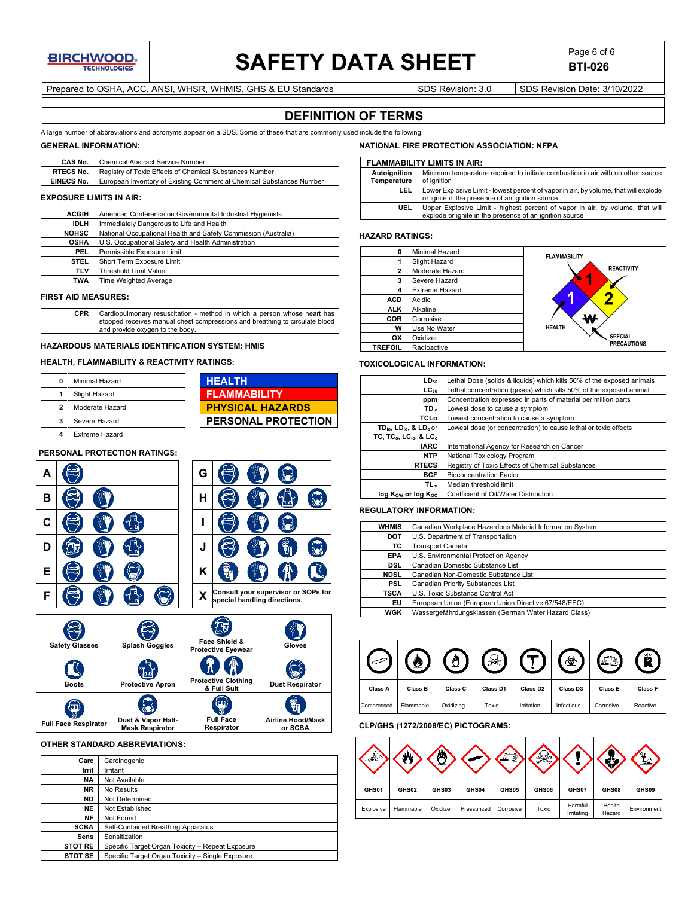# DEFINITION OF TERMS

A large number of abbreviations and acronyms appear on a SDS. Some of these that are commonly used include the following:

### GENERAL INFORMATION:

| | |
|---|---|
| CAS No. | Chemical Abstract Service Number |
| RTECS No. | Registry of Toxic Effects of Chemical Substances Number |
| EINECS No. | European Inventory of Existing Commercial Chemical Substances Number |

### EXPOSURE LIMITS IN AIR:

| | |
|---|---|
| ACGIH | American Conference on Governmental Industrial Hygienists |
| IDLH | Immediately Dangerous to Life and Health |
| NOHSC | National Occupational Health and Safety Commission (Australia) |
| OSHA | U.S. Occupational Safety and Health Administration |
| PEL | Permissible Exposure Limit |
| STEL | Short Term Exposure Limit |
| TLV | Threshold Limit Value |
| TWA | Time Weighted Average |

### FIRST AID MEASURES:

| | |
|---|---|
| CPR | Cardiopulmonary resuscitation - method in which a person whose heart has stopped receives manual chest compressions and breathing to circulate blood and provide oxygen to the body. |

### HAZARDOUS MATERIALS IDENTIFICATION SYSTEM: HMIS

### HEALTH, FLAMMABILITY & REACTIVITY RATINGS:

| | |
|---|---|
| 0 | Minimal Hazard |
| 1 | Slight Hazard |
| 2 | Moderate Hazard |
| 3 | Severe Hazard |
| 4 | Extreme Hazard |

HEALTH
FLAMMABILITY
PHYSICAL HAZARDS
PERSONAL PROTECTION

### PERSONAL PROTECTION RATINGS:

A, B, C, D, E, F, G, H, I, J, K

X Consult your supervisor or SOPs for special handling directions.

Safety Glasses, Splash Goggles, Face Shield & Protective Eyewear, Gloves, Boots, Protective Apron, Protective Clothing & Full Suit, Dust Respirator, Full Face Respirator, Dust & Vapor Half-Mask Respirator, Full Face Respirator, Airline Hood/Mask or SCBA

### OTHER STANDARD ABBREVIATIONS:

| | |
|---|---|
| Carc | Carcinogenic |
| Irrit | Irritant |
| NA | Not Available |
| NR | No Results |
| ND | Not Determined |
| NE | Not Established |
| NF | Not Found |
| SCBA | Self-Contained Breathing Apparatus |
| Sens | Sensitization |
| STOT RE | Specific Target Organ Toxicity – Repeat Exposure |
| STOT SE | Specific Target Organ Toxicity – Single Exposure |

### NATIONAL FIRE PROTECTION ASSOCIATION: NFPA

| FLAMMABILITY LIMITS IN AIR: | |
|---|---|
| Autoignition Temperature | Minimum temperature required to initiate combustion in air with no other source of ignition |
| LEL | Lower Explosive Limit - lowest percent of vapor in air, by volume, that will explode or ignite in the presence of an ignition source |
| UEL | Upper Explosive Limit - highest percent of vapor in air, by volume, that will explode or ignite in the presence of an ignition source |

### HAZARD RATINGS:

| | |
|---|---|
| 0 | Minimal Hazard |
| 1 | Slight Hazard |
| 2 | Moderate Hazard |
| 3 | Severe Hazard |
| 4 | Extreme Hazard |
| ACD | Acidic |
| ALK | Alkaline |
| COR | Corrosive |
| ~~W~~ | Use No Water |
| OX | Oxidizer |
| TREFOIL | Radioactive |

FLAMMABILITY
REACTIVITY
HEALTH
SPECIAL PRECAUTIONS
1
1
2
~~W~~

### TOXICOLOGICAL INFORMATION:

| | |
|---|---|
| $LD_{50}$ | Lethal Dose (solids & liquids) which kills 50% of the exposed animals |
| $LC_{50}$ | Lethal concentration (gases) which kills 50% of the exposed animal |
| ppm | Concentration expressed in parts of material per million parts |
| $TD_{lo}$ | Lowest dose to cause a symptom |
| TCLo | Lowest concentration to cause a symptom |
| $TD_{lo}$, $LD_{lo}$, & $LD_o$ or TC, $TC_o$, $LC_{lo}$, & $LC_o$ | Lowest dose (or concentration) to cause lethal or toxic effects |
| IARC | International Agency for Research on Cancer |
| NTP | National Toxicology Program |
| RTECS | Registry of Toxic Effects of Chemical Substances |
| BCF | Bioconcentration Factor |
| $TL_m$ | Median threshold limit |
| log $K_{OW}$ or log $K_{OC}$ | Coefficient of Oil/Water Distribution |

### REGULATORY INFORMATION:

| | |
|---|---|
| WHMIS | Canadian Workplace Hazardous Material Information System |
| DOT | U.S. Department of Transportation |
| TC | Transport Canada |
| EPA | U.S. Environmental Protection Agency |
| DSL | Canadian Domestic Substance List |
| NDSL | Canadian Non-Domestic Substance List |
| PSL | Canadian Priority Substances List |
| TSCA | U.S. Toxic Substance Control Act |
| EU | European Union (European Union Directive 67/548/EEC) |
| WGK | Wassergefährdungsklassen (German Water Hazard Class) |

| Class A | Class B | Class C | Class D1 | Class D2 | Class D3 | Class E | Class F |
|---|---|---|---|---|---|---|---|
| Compressed | Flammable | Oxidizing | Toxic | Irritation | Infectious | Corrosive | Reactive |

### CLP/GHS (1272/2008/EC) PICTOGRAMS:

| GHS01 | GHS02 | GHS03 | GHS04 | GHS05 | GHS06 | GHS07 | GHS08 | GHS09 |
|---|---|---|---|---|---|---|---|---|
| Explosive | Flammable | Oxidizer | Pressurized | Corrosive | Toxic | Harmful Irritating | Health Hazard | Environment |